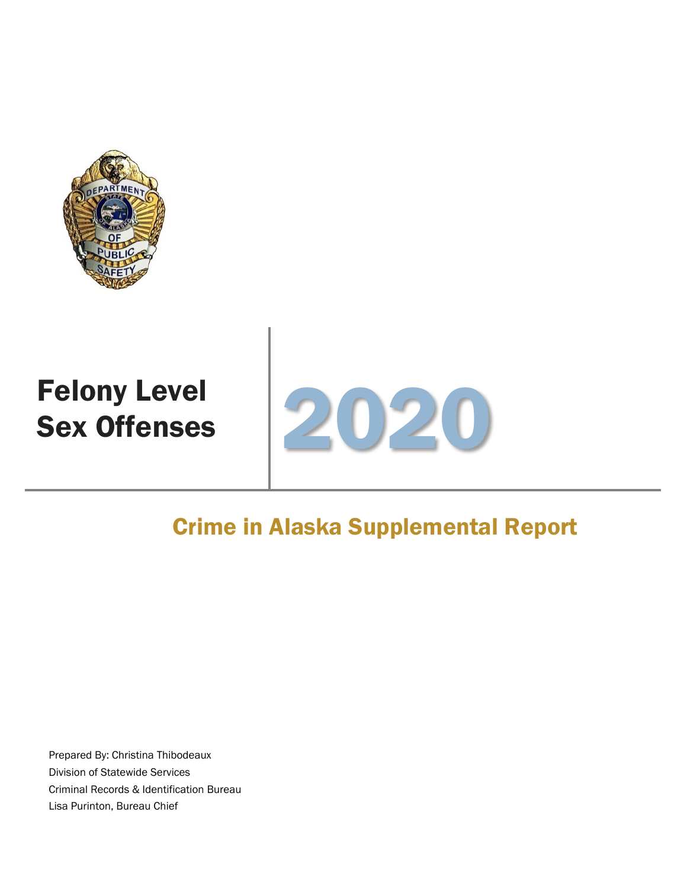# Felony Level Sex Offenses

# 2020

## Crime in Alaska Supplemental Report

Prepared By: Christina Thibodeaux
Division of Statewide Services
Criminal Records & Identification Bureau
Lisa Purinton, Bureau Chief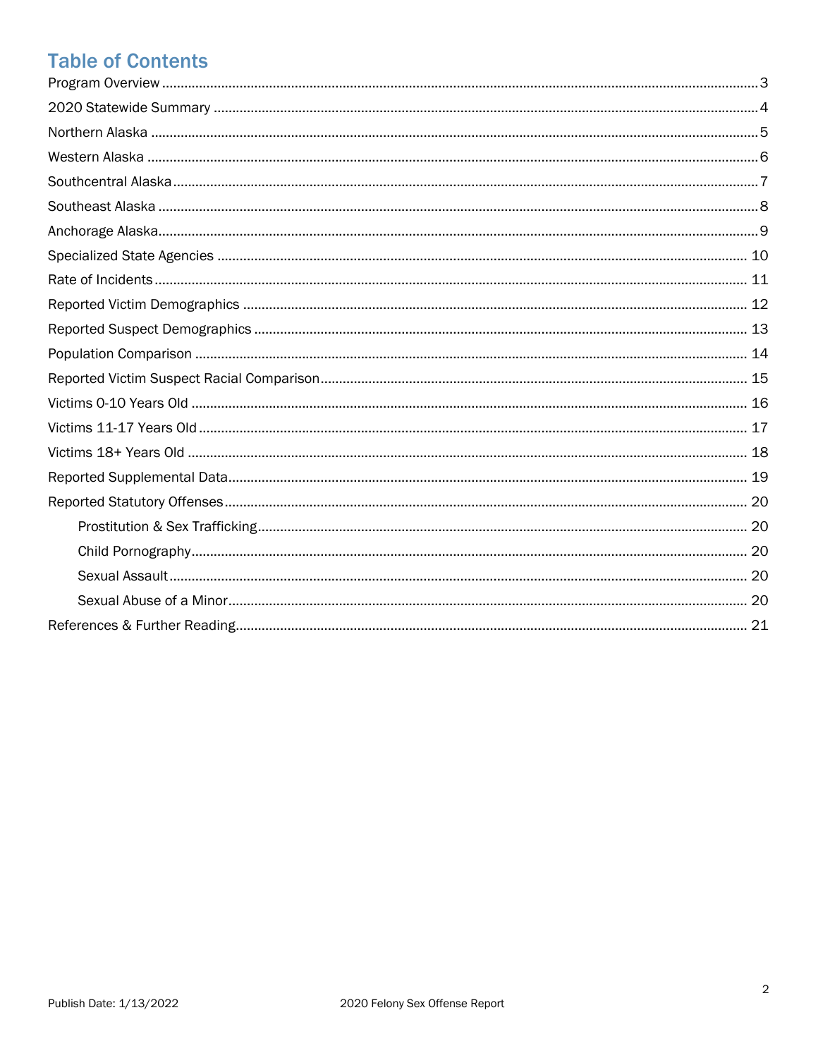# Table of Contents

Program Overview ........................................................................................................................................ 3
2020 Statewide Summary ............................................................................................................................ 4
Northern Alaska ............................................................................................................................................ 5
Western Alaska ............................................................................................................................................. 6
Southcentral Alaska ...................................................................................................................................... 7
Southeast Alaska .......................................................................................................................................... 8
Anchorage Alaska .......................................................................................................................................... 9
Specialized State Agencies ......................................................................................................................... 10
Rate of Incidents ......................................................................................................................................... 11
Reported Victim Demographics .................................................................................................................. 12
Reported Suspect Demographics ............................................................................................................... 13
Population Comparison .............................................................................................................................. 14
Reported Victim Suspect Racial Comparison ............................................................................................. 15
Victims 0-10 Years Old ............................................................................................................................... 16
Victims 11-17 Years Old ............................................................................................................................. 17
Victims 18+ Years Old ................................................................................................................................ 18
Reported Supplemental Data ..................................................................................................................... 19
Reported Statutory Offenses ...................................................................................................................... 20
- Prostitution & Sex Trafficking ................................................................................................................ 20
- Child Pornography .................................................................................................................................. 20
- Sexual Assault ........................................................................................................................................ 20
- Sexual Abuse of a Minor ........................................................................................................................ 20

References & Further Reading .................................................................................................................... 21

Publish Date: 1/13/2022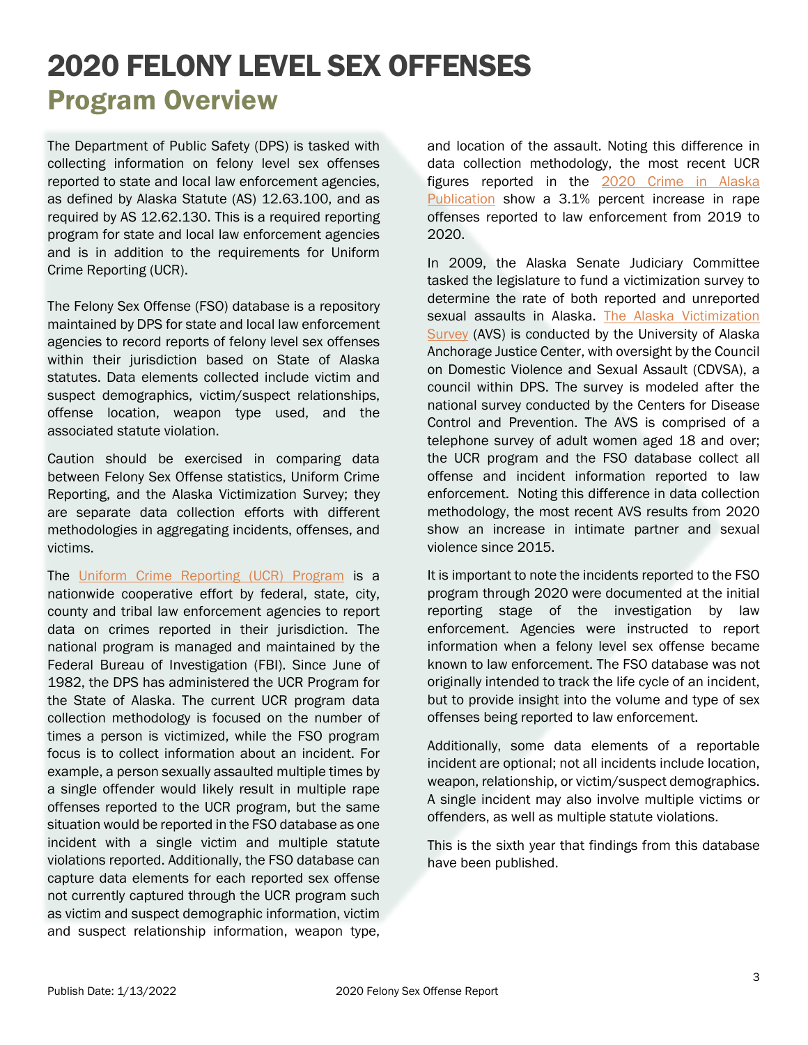# 2020 FELONY LEVEL SEX OFFENSES

## Program Overview

The Department of Public Safety (DPS) is tasked with collecting information on felony level sex offenses reported to state and local law enforcement agencies, as defined by Alaska Statute (AS) 12.63.100, and as required by AS 12.62.130. This is a required reporting program for state and local law enforcement agencies and is in addition to the requirements for Uniform Crime Reporting (UCR).

The Felony Sex Offense (FSO) database is a repository maintained by DPS for state and local law enforcement agencies to record reports of felony level sex offenses within their jurisdiction based on State of Alaska statutes. Data elements collected include victim and suspect demographics, victim/suspect relationships, offense location, weapon type used, and the associated statute violation.

Caution should be exercised in comparing data between Felony Sex Offense statistics, Uniform Crime Reporting, and the Alaska Victimization Survey; they are separate data collection efforts with different methodologies in aggregating incidents, offenses, and victims.

The Uniform Crime Reporting (UCR) Program is a nationwide cooperative effort by federal, state, city, county and tribal law enforcement agencies to report data on crimes reported in their jurisdiction. The national program is managed and maintained by the Federal Bureau of Investigation (FBI). Since June of 1982, the DPS has administered the UCR Program for the State of Alaska. The current UCR program data collection methodology is focused on the number of times a person is victimized, while the FSO program focus is to collect information about an incident. For example, a person sexually assaulted multiple times by a single offender would likely result in multiple rape offenses reported to the UCR program, but the same situation would be reported in the FSO database as one incident with a single victim and multiple statute violations reported. Additionally, the FSO database can capture data elements for each reported sex offense not currently captured through the UCR program such as victim and suspect demographic information, victim and suspect relationship information, weapon type, and location of the assault. Noting this difference in data collection methodology, the most recent UCR figures reported in the 2020 Crime in Alaska Publication show a 3.1% percent increase in rape offenses reported to law enforcement from 2019 to 2020.

In 2009, the Alaska Senate Judiciary Committee tasked the legislature to fund a victimization survey to determine the rate of both reported and unreported sexual assaults in Alaska. The Alaska Victimization Survey (AVS) is conducted by the University of Alaska Anchorage Justice Center, with oversight by the Council on Domestic Violence and Sexual Assault (CDVSA), a council within DPS. The survey is modeled after the national survey conducted by the Centers for Disease Control and Prevention. The AVS is comprised of a telephone survey of adult women aged 18 and over; the UCR program and the FSO database collect all offense and incident information reported to law enforcement. Noting this difference in data collection methodology, the most recent AVS results from 2020 show an increase in intimate partner and sexual violence since 2015.

It is important to note the incidents reported to the FSO program through 2020 were documented at the initial reporting stage of the investigation by law enforcement. Agencies were instructed to report information when a felony level sex offense became known to law enforcement. The FSO database was not originally intended to track the life cycle of an incident, but to provide insight into the volume and type of sex offenses being reported to law enforcement.

Additionally, some data elements of a reportable incident are optional; not all incidents include location, weapon, relationship, or victim/suspect demographics. A single incident may also involve multiple victims or offenders, as well as multiple statute violations.

This is the sixth year that findings from this database have been published.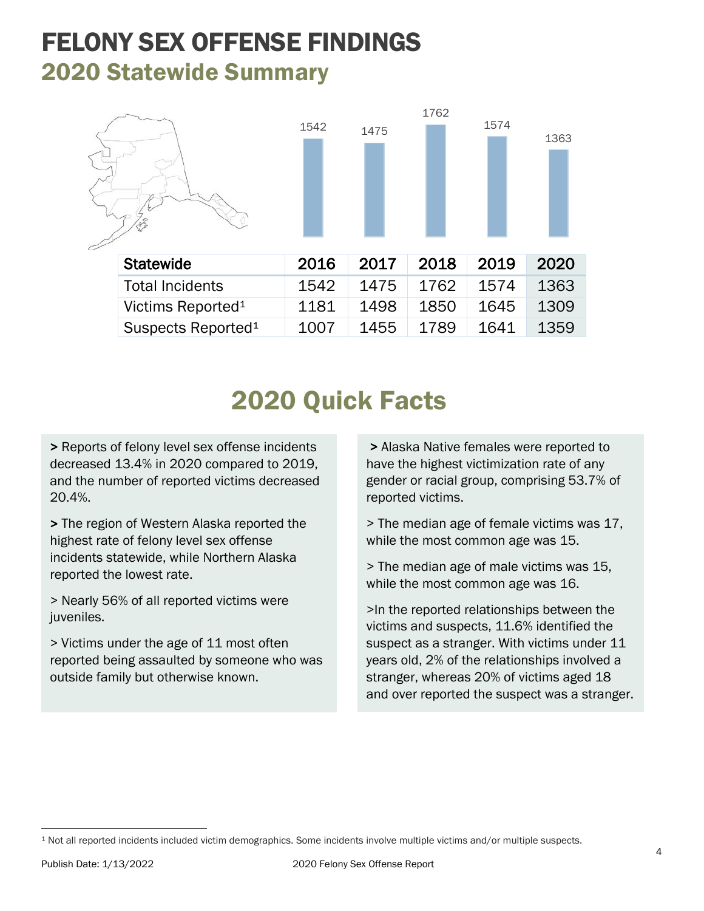# FELONY SEX OFFENSE FINDINGS

## 2020 Statewide Summary

| Statewide | 2016 | 2017 | 2018 | 2019 | 2020 |
|---|---|---|---|---|---|
| Total Incidents | 1542 | 1475 | 1762 | 1574 | 1363 |
| Victims Reported[1] | 1181 | 1498 | 1850 | 1645 | 1309 |
| Suspects Reported[1] | 1007 | 1455 | 1789 | 1641 | 1359 |

## 2020 Quick Facts

> Reports of felony level sex offense incidents decreased 13.4% in 2020 compared to 2019, and the number of reported victims decreased 20.4%.

> The region of Western Alaska reported the highest rate of felony level sex offense incidents statewide, while Northern Alaska reported the lowest rate.

> Nearly 56% of all reported victims were juveniles.

> Victims under the age of 11 most often reported being assaulted by someone who was outside family but otherwise known.

> Alaska Native females were reported to have the highest victimization rate of any gender or racial group, comprising 53.7% of reported victims.

> The median age of female victims was 17, while the most common age was 15.

> The median age of male victims was 15, while the most common age was 16.

>In the reported relationships between the victims and suspects, 11.6% identified the suspect as a stranger. With victims under 11 years old, 2% of the relationships involved a stranger, whereas 20% of victims aged 18 and over reported the suspect was a stranger.

[1] Not all reported incidents included victim demographics. Some incidents involve multiple victims and/or multiple suspects.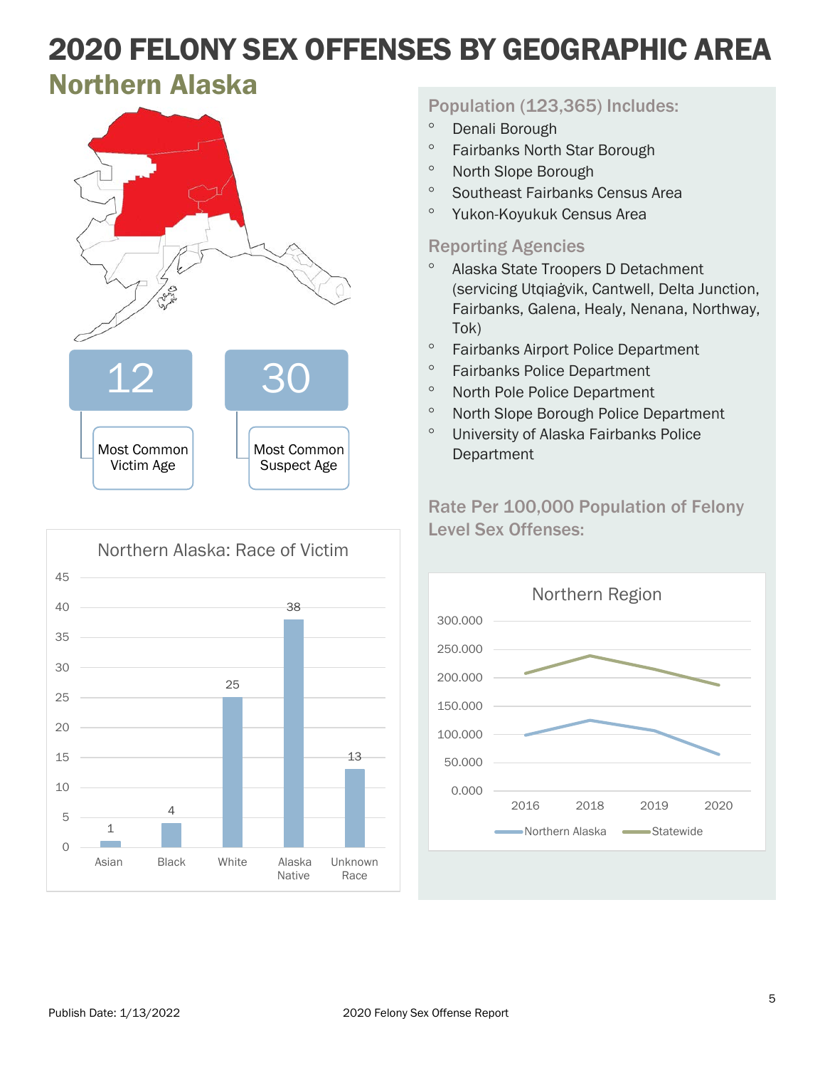# 2020 FELONY SEX OFFENSES BY GEOGRAPHIC AREA

## Northern Alaska

**12** — Most Common Victim Age

**30** — Most Common Suspect Age

### Population (123,365) Includes:

- Denali Borough
- Fairbanks North Star Borough
- North Slope Borough
- Southeast Fairbanks Census Area
- Yukon-Koyukuk Census Area

### Reporting Agencies

- Alaska State Troopers D Detachment (servicing Utqiaġvik, Cantwell, Delta Junction, Fairbanks, Galena, Healy, Nenana, Northway, Tok)
- Fairbanks Airport Police Department
- Fairbanks Police Department
- North Pole Police Department
- North Slope Borough Police Department
- University of Alaska Fairbanks Police Department

### Northern Alaska: Race of Victim

| Race | Count |
|---|---|
| Asian | 1 |
| Black | 4 |
| White | 25 |
| Alaska Native | 38 |
| Unknown Race | 13 |

### Rate Per 100,000 Population of Felony Level Sex Offenses:

**Northern Region**

Line chart (2016, 2018, 2019, 2020) comparing Northern Alaska and Statewide rates; y-axis 0.000 to 300.000.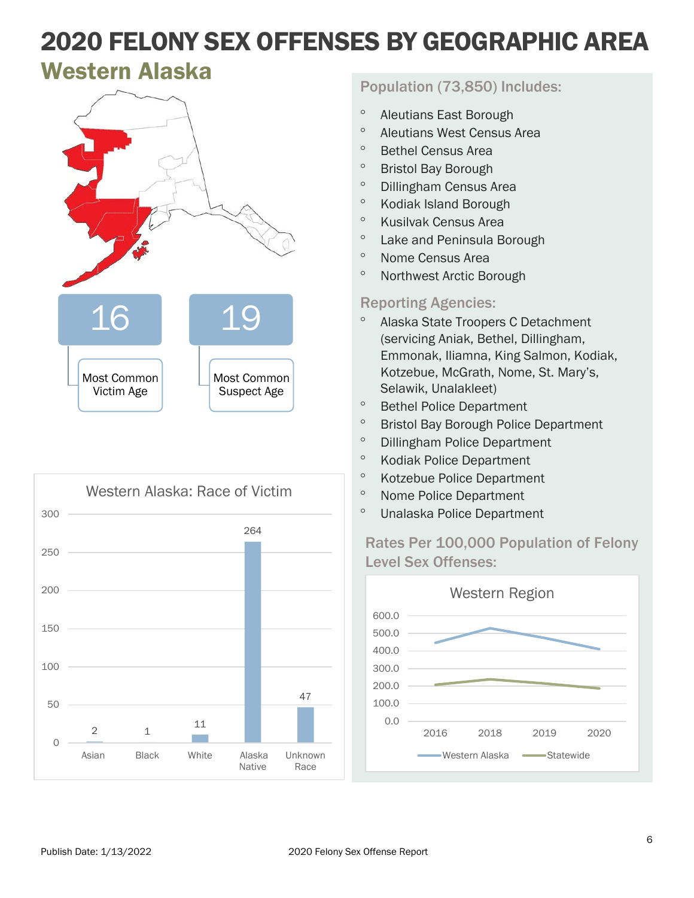# 2020 FELONY SEX OFFENSES BY GEOGRAPHIC AREA

## Western Alaska

**16** — Most Common Victim Age

**19** — Most Common Suspect Age

### Western Alaska: Race of Victim

| Race | Count |
|---|---|
| Asian | 2 |
| Black | 1 |
| White | 11 |
| Alaska Native | 264 |
| Unknown Race | 47 |

### Population (73,850) Includes:

- Aleutians East Borough
- Aleutians West Census Area
- Bethel Census Area
- Bristol Bay Borough
- Dillingham Census Area
- Kodiak Island Borough
- Kusilvak Census Area
- Lake and Peninsula Borough
- Nome Census Area
- Northwest Arctic Borough

### Reporting Agencies:

- Alaska State Troopers C Detachment (servicing Aniak, Bethel, Dillingham, Emmonak, Iliamna, King Salmon, Kodiak, Kotzebue, McGrath, Nome, St. Mary's, Selawik, Unalakleet)
- Bethel Police Department
- Bristol Bay Borough Police Department
- Dillingham Police Department
- Kodiak Police Department
- Kotzebue Police Department
- Nome Police Department
- Unalaska Police Department

### Rates Per 100,000 Population of Felony Level Sex Offenses:

Western Region (chart: Western Alaska vs. Statewide, 2016–2020)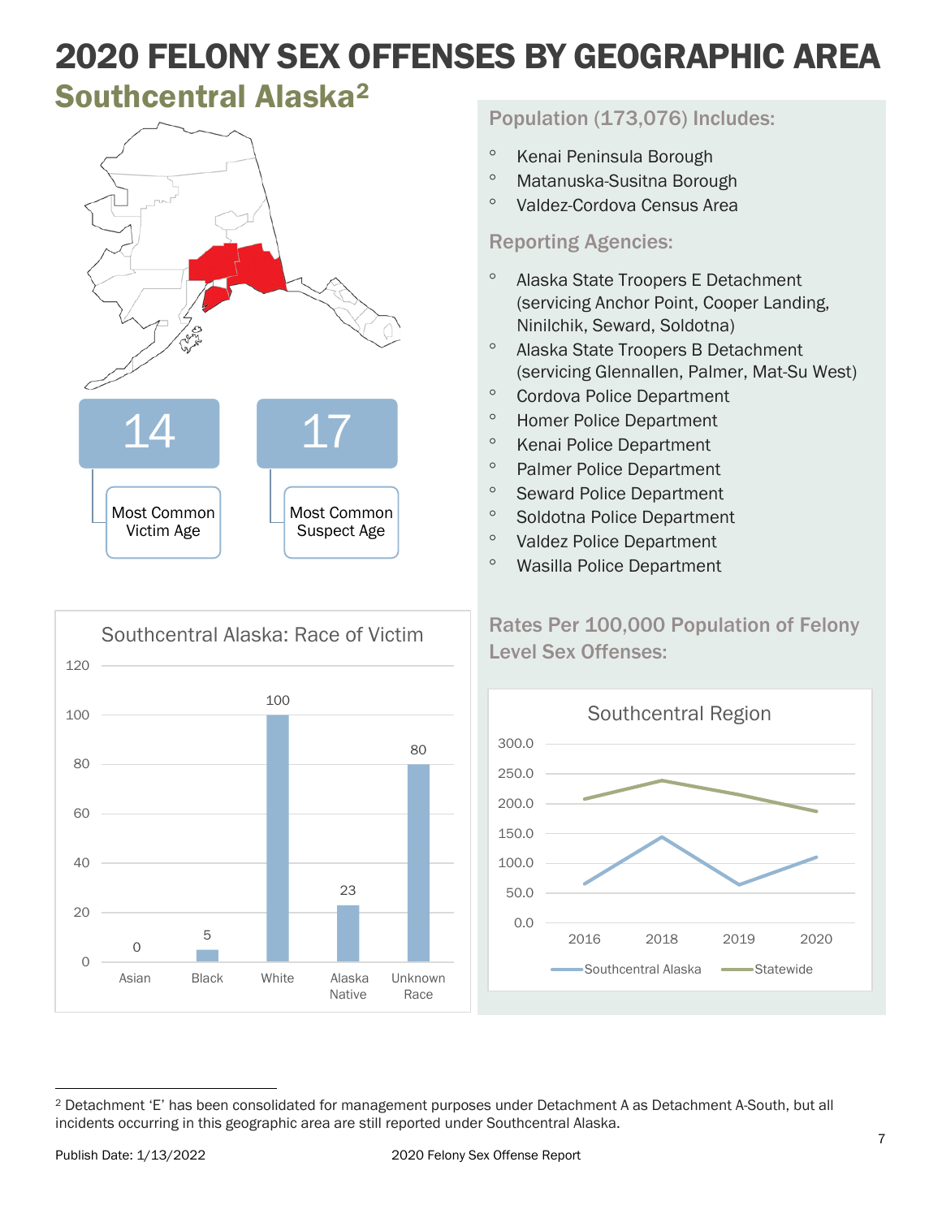# 2020 FELONY SEX OFFENSES BY GEOGRAPHIC AREA

## Southcentral Alaska[2]

**14** — Most Common Victim Age

**17** — Most Common Suspect Age

### Population (173,076) Includes:

- Kenai Peninsula Borough
- Matanuska-Susitna Borough
- Valdez-Cordova Census Area

### Reporting Agencies:

- Alaska State Troopers E Detachment (servicing Anchor Point, Cooper Landing, Ninilchik, Seward, Soldotna)
- Alaska State Troopers B Detachment (servicing Glennallen, Palmer, Mat-Su West)
- Cordova Police Department
- Homer Police Department
- Kenai Police Department
- Palmer Police Department
- Seward Police Department
- Soldotna Police Department
- Valdez Police Department
- Wasilla Police Department

**Southcentral Alaska: Race of Victim**

| Race | Count |
|---|---|
| Asian | 0 |
| Black | 5 |
| White | 100 |
| Alaska Native | 23 |
| Unknown Race | 80 |

### Rates Per 100,000 Population of Felony Level Sex Offenses:

**Southcentral Region**

(Line chart: Southcentral Alaska vs. Statewide, 2016, 2018, 2019, 2020)

---

[2] Detachment 'E' has been consolidated for management purposes under Detachment A as Detachment A-South, but all incidents occurring in this geographic area are still reported under Southcentral Alaska.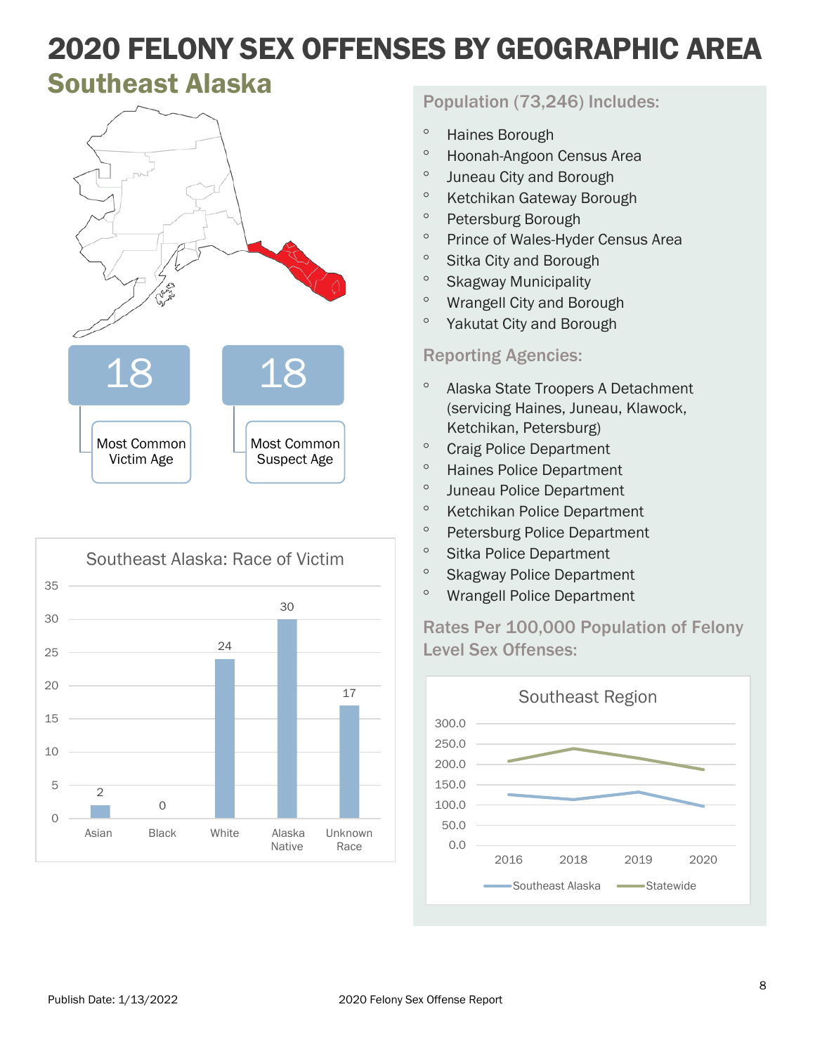# 2020 FELONY SEX OFFENSES BY GEOGRAPHIC AREA

## Southeast Alaska

| 18 | 18 |
|---|---|
| Most Common Victim Age | Most Common Suspect Age |

**Southeast Alaska: Race of Victim**

| Race | Count |
|---|---|
| Asian | 2 |
| Black | 0 |
| White | 24 |
| Alaska Native | 30 |
| Unknown Race | 17 |

### Population (73,246) Includes:

- Haines Borough
- Hoonah-Angoon Census Area
- Juneau City and Borough
- Ketchikan Gateway Borough
- Petersburg Borough
- Prince of Wales-Hyder Census Area
- Sitka City and Borough
- Skagway Municipality
- Wrangell City and Borough
- Yakutat City and Borough

### Reporting Agencies:

- Alaska State Troopers A Detachment (servicing Haines, Juneau, Klawock, Ketchikan, Petersburg)
- Craig Police Department
- Haines Police Department
- Juneau Police Department
- Ketchikan Police Department
- Petersburg Police Department
- Sitka Police Department
- Skagway Police Department
- Wrangell Police Department

### Rates Per 100,000 Population of Felony Level Sex Offenses:

**Southeast Region**

Legend: Southeast Alaska, Statewide (years 2016, 2018, 2019, 2020)

Publish Date: 1/13/2022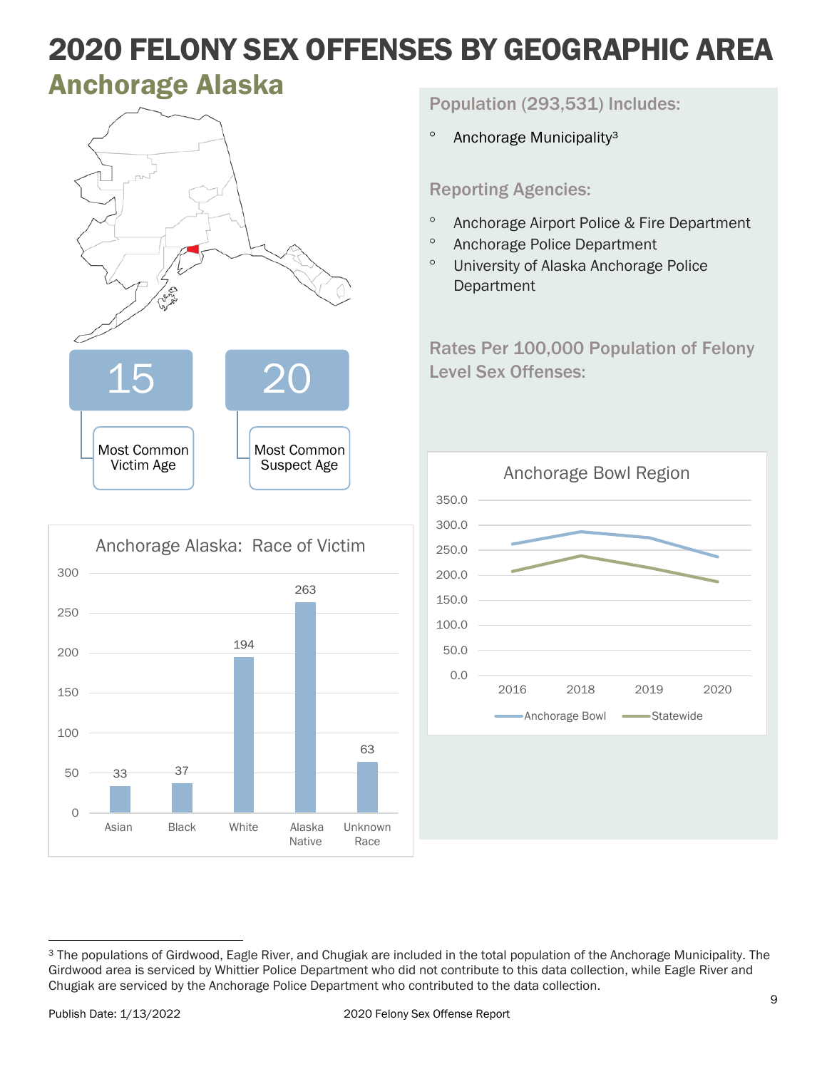# 2020 FELONY SEX OFFENSES BY GEOGRAPHIC AREA

## Anchorage Alaska

**15** — Most Common Victim Age

**20** — Most Common Suspect Age

**Anchorage Alaska: Race of Victim**

| Race | Count |
|---|---|
| Asian | 33 |
| Black | 37 |
| White | 194 |
| Alaska Native | 263 |
| Unknown Race | 63 |

### Population (293,531) Includes:

- Anchorage Municipality[3]

### Reporting Agencies:

- Anchorage Airport Police & Fire Department
- Anchorage Police Department
- University of Alaska Anchorage Police Department

### Rates Per 100,000 Population of Felony Level Sex Offenses:

**Anchorage Bowl Region**

Legend: Anchorage Bowl, Statewide

Years: 2016, 2018, 2019, 2020

---

[3] The populations of Girdwood, Eagle River, and Chugiak are included in the total population of the Anchorage Municipality. The Girdwood area is serviced by Whittier Police Department who did not contribute to this data collection, while Eagle River and Chugiak are serviced by the Anchorage Police Department who contributed to the data collection.

Publish Date: 1/13/2022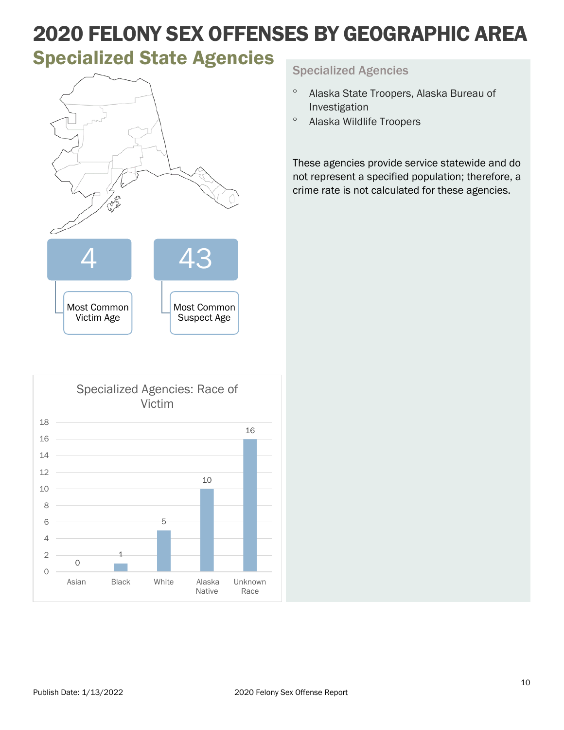# 2020 FELONY SEX OFFENSES BY GEOGRAPHIC AREA

## Specialized State Agencies

4 — Most Common Victim Age

43 — Most Common Suspect Age

### Specialized Agencies: Race of Victim

| Race | Count |
|---|---|
| Asian | 0 |
| Black | 1 |
| White | 5 |
| Alaska Native | 10 |
| Unknown Race | 16 |

### Specialized Agencies

- Alaska State Troopers, Alaska Bureau of Investigation
- Alaska Wildlife Troopers

These agencies provide service statewide and do not represent a specified population; therefore, a crime rate is not calculated for these agencies.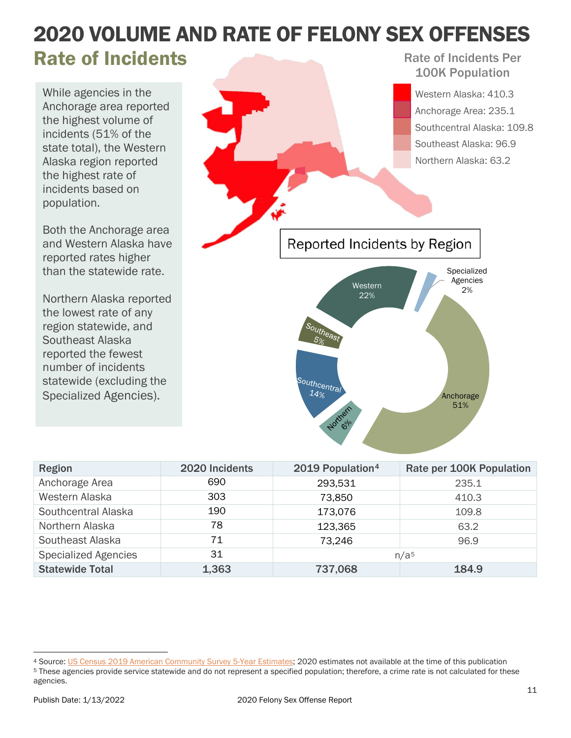# 2020 VOLUME AND RATE OF FELONY SEX OFFENSES

## Rate of Incidents

While agencies in the Anchorage area reported the highest volume of incidents (51% of the state total), the Western Alaska region reported the highest rate of incidents based on population.

Both the Anchorage area and Western Alaska have reported rates higher than the statewide rate.

Northern Alaska reported the lowest rate of any region statewide, and Southeast Alaska reported the fewest number of incidents statewide (excluding the Specialized Agencies).

**Rate of Incidents Per 100K Population**

- Western Alaska: 410.3
- Anchorage Area: 235.1
- Southcentral Alaska: 109.8
- Southeast Alaska: 96.9
- Northern Alaska: 63.2

**Reported Incidents by Region**

- Anchorage 51%
- Western 22%
- Southcentral 14%
- Northern 6%
- Southeast 5%
- Specialized Agencies 2%

| Region | 2020 Incidents | 2019 Population[4] | Rate per 100K Population |
|---|---|---|---|
| Anchorage Area | 690 | 293,531 | 235.1 |
| Western Alaska | 303 | 73,850 | 410.3 |
| Southcentral Alaska | 190 | 173,076 | 109.8 |
| Northern Alaska | 78 | 123,365 | 63.2 |
| Southeast Alaska | 71 | 73,246 | 96.9 |
| Specialized Agencies | 31 | n/a[5] | |
| **Statewide Total** | **1,363** | **737,068** | **184.9** |

[4] Source: US Census 2019 American Community Survey 5-Year Estimates; 2020 estimates not available at the time of this publication

[5] These agencies provide service statewide and do not represent a specified population; therefore, a crime rate is not calculated for these agencies.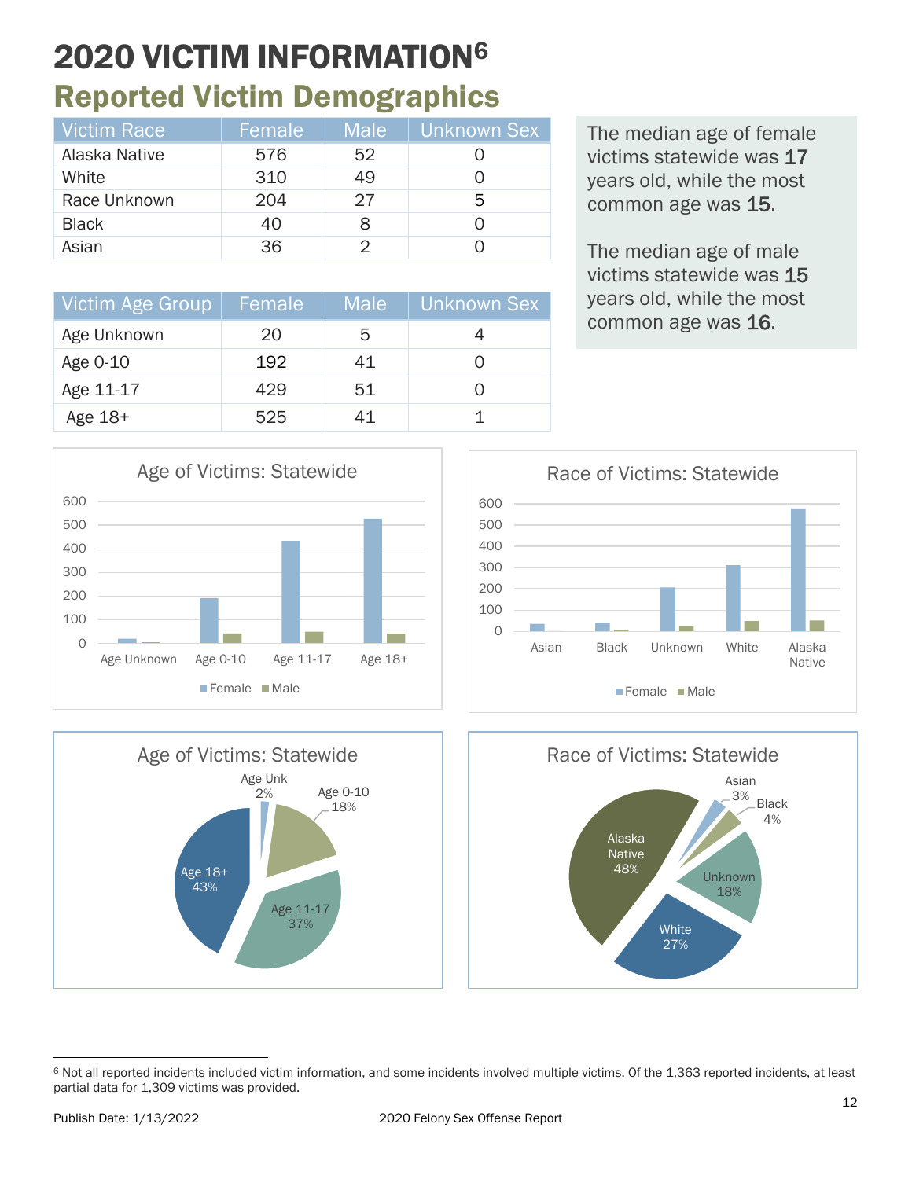# 2020 VICTIM INFORMATION[6]

## Reported Victim Demographics

| Victim Race | Female | Male | Unknown Sex |
|---|---|---|---|
| Alaska Native | 576 | 52 | 0 |
| White | 310 | 49 | 0 |
| Race Unknown | 204 | 27 | 5 |
| Black | 40 | 8 | 0 |
| Asian | 36 | 2 | 0 |

| Victim Age Group | Female | Male | Unknown Sex |
|---|---|---|---|
| Age Unknown | 20 | 5 | 4 |
| Age 0-10 | 192 | 41 | 0 |
| Age 11-17 | 429 | 51 | 0 |
| Age 18+ | 525 | 41 | 1 |

The median age of female victims statewide was **17** years old, while the most common age was **15**.

The median age of male victims statewide was **15** years old, while the most common age was **16**.

Age of Victims: Statewide

Race of Victims: Statewide

Age of Victims: Statewide

Race of Victims: Statewide

---

[6] Not all reported incidents included victim information, and some incidents involved multiple victims. Of the 1,363 reported incidents, at least partial data for 1,309 victims was provided.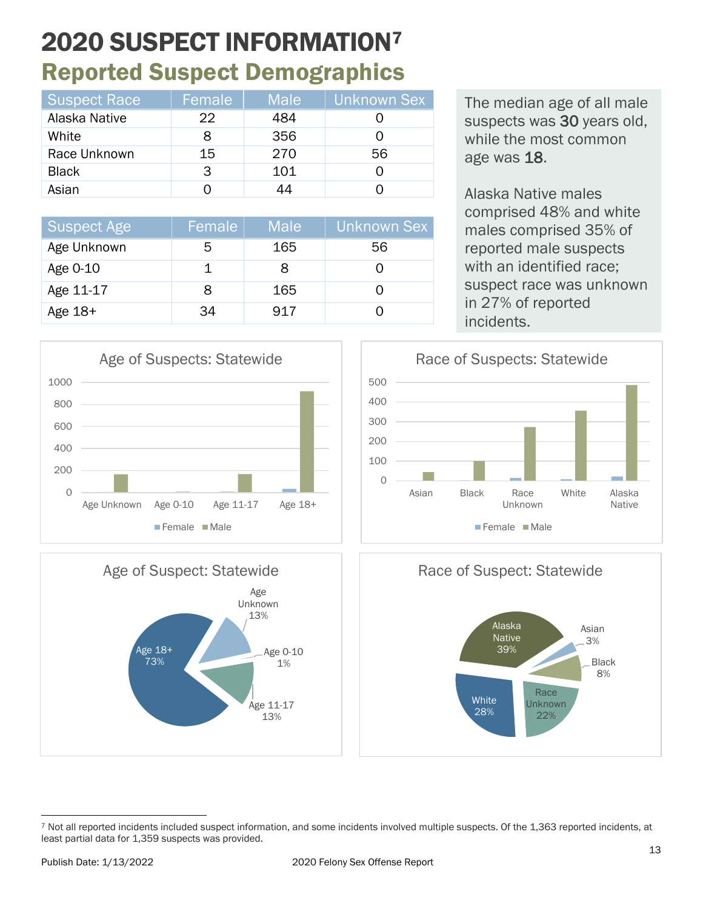# 2020 SUSPECT INFORMATION[7]

## Reported Suspect Demographics

| Suspect Race | Female | Male | Unknown Sex |
|---|---|---|---|
| Alaska Native | 22 | 484 | 0 |
| White | 8 | 356 | 0 |
| Race Unknown | 15 | 270 | 56 |
| Black | 3 | 101 | 0 |
| Asian | 0 | 44 | 0 |

| Suspect Age | Female | Male | Unknown Sex |
|---|---|---|---|
| Age Unknown | 5 | 165 | 56 |
| Age 0-10 | 1 | 8 | 0 |
| Age 11-17 | 8 | 165 | 0 |
| Age 18+ | 34 | 917 | 0 |

The median age of all male suspects was **30** years old, while the most common age was **18**.

Alaska Native males comprised 48% and white males comprised 35% of reported male suspects with an identified race; suspect race was unknown in 27% of reported incidents.

**Age of Suspects: Statewide**

| | Age Unknown | Age 0-10 | Age 11-17 | Age 18+ |
|---|---|---|---|---|
| Female | 5 | 1 | 8 | 34 |
| Male | 165 | 8 | 165 | 917 |

**Race of Suspects: Statewide**

| | Asian | Black | Race Unknown | White | Alaska Native |
|---|---|---|---|---|---|
| Female | 0 | 3 | 15 | 8 | 22 |
| Male | 44 | 101 | 270 | 356 | 484 |

**Age of Suspect: Statewide**

- Age 18+: 73%
- Age Unknown: 13%
- Age 0-10: 1%
- Age 11-17: 13%

**Race of Suspect: Statewide**

- Alaska Native: 39%
- Asian: 3%
- Black: 8%
- Race Unknown: 22%
- White: 28%

[7] Not all reported incidents included suspect information, and some incidents involved multiple suspects. Of the 1,363 reported incidents, at least partial data for 1,359 suspects was provided.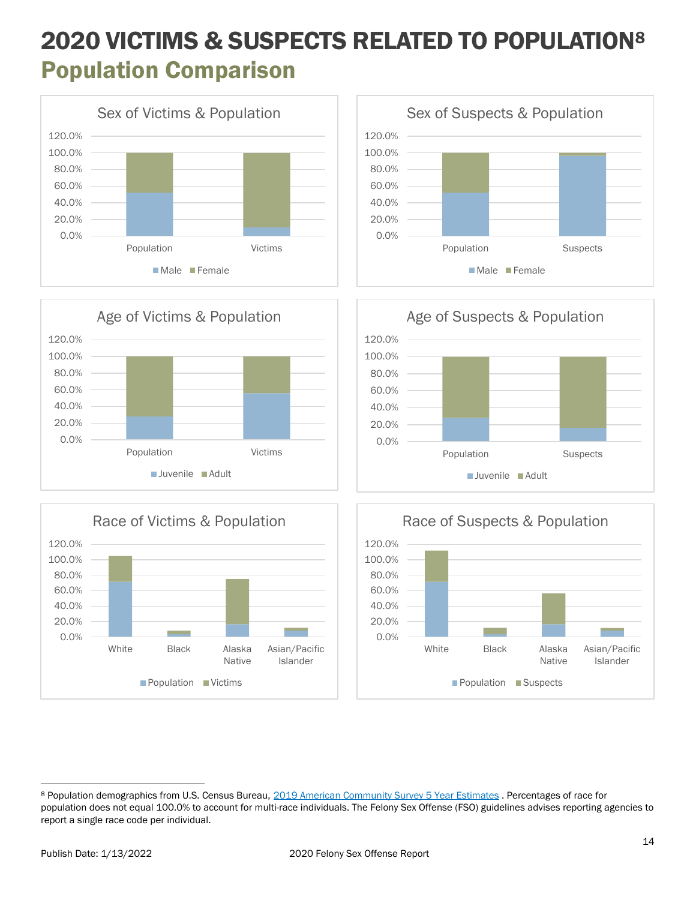# 2020 VICTIMS & SUSPECTS RELATED TO POPULATION[8]

## Population Comparison

Sex of Victims & Population

Sex of Suspects & Population

Age of Victims & Population

Age of Suspects & Population

Race of Victims & Population

Race of Suspects & Population

---

[8] Population demographics from U.S. Census Bureau, 2019 American Community Survey 5 Year Estimates . Percentages of race for population does not equal 100.0% to account for multi-race individuals. The Felony Sex Offense (FSO) guidelines advises reporting agencies to report a single race code per individual.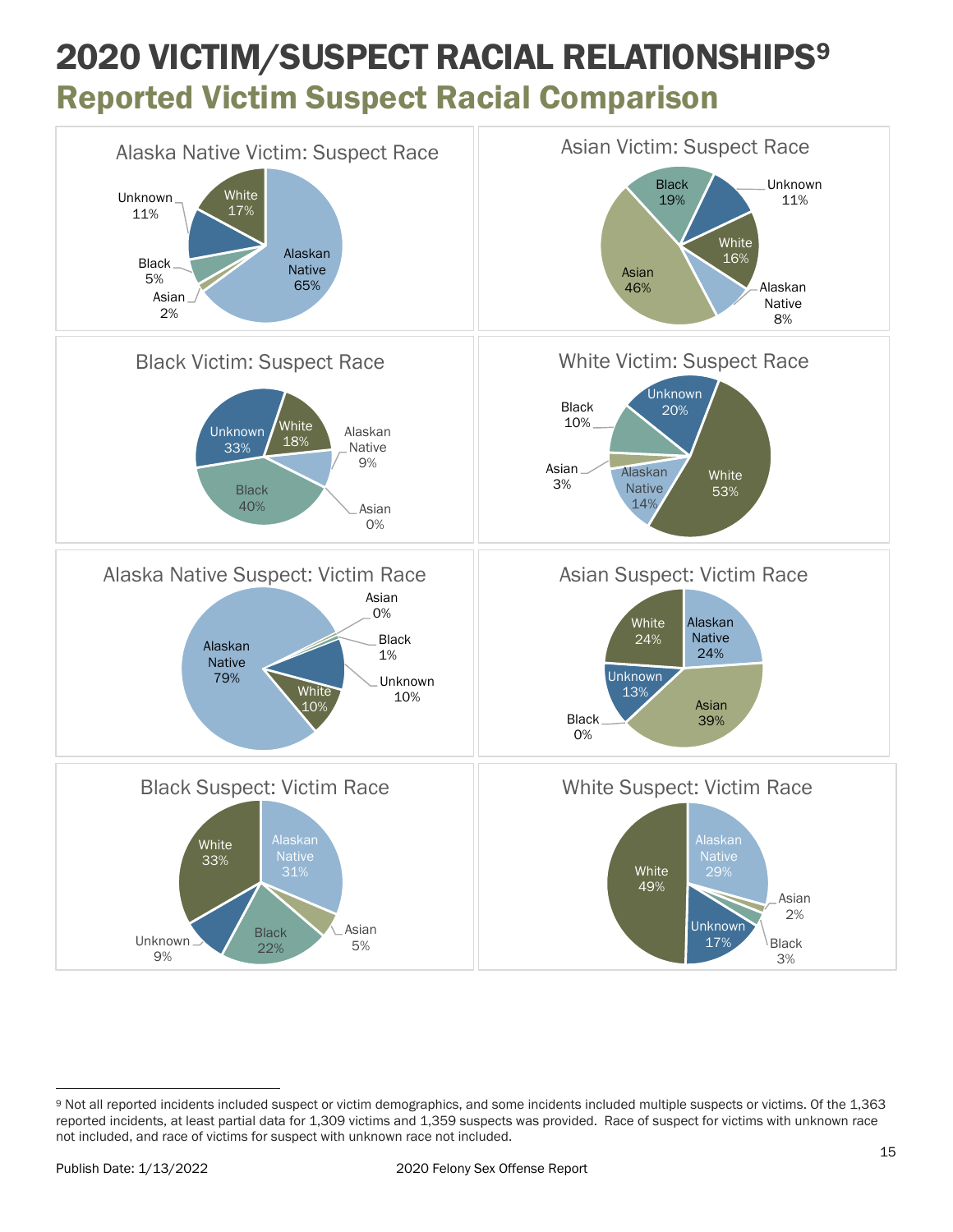# 2020 VICTIM/SUSPECT RACIAL RELATIONSHIPS[9]

## Reported Victim Suspect Racial Comparison

### Alaska Native Victim: Suspect Race

| Suspect Race | Percent |
|---|---|
| Alaskan Native | 65% |
| White | 17% |
| Unknown | 11% |
| Black | 5% |
| Asian | 2% |

### Asian Victim: Suspect Race

| Suspect Race | Percent |
|---|---|
| Asian | 46% |
| Black | 19% |
| Unknown | 11% |
| White | 16% |
| Alaskan Native | 8% |

### Black Victim: Suspect Race

| Suspect Race | Percent |
|---|---|
| Black | 40% |
| Unknown | 33% |
| White | 18% |
| Alaskan Native | 9% |
| Asian | 0% |

### White Victim: Suspect Race

| Suspect Race | Percent |
|---|---|
| White | 53% |
| Unknown | 20% |
| Alaskan Native | 14% |
| Black | 10% |
| Asian | 3% |

### Alaska Native Suspect: Victim Race

| Victim Race | Percent |
|---|---|
| Alaskan Native | 79% |
| White | 10% |
| Unknown | 10% |
| Black | 1% |
| Asian | 0% |

### Asian Suspect: Victim Race

| Victim Race | Percent |
|---|---|
| Asian | 39% |
| Alaskan Native | 24% |
| White | 24% |
| Unknown | 13% |
| Black | 0% |

### Black Suspect: Victim Race

| Victim Race | Percent |
|---|---|
| White | 33% |
| Alaskan Native | 31% |
| Black | 22% |
| Unknown | 9% |
| Asian | 5% |

### White Suspect: Victim Race

| Victim Race | Percent |
|---|---|
| White | 49% |
| Alaskan Native | 29% |
| Unknown | 17% |
| Black | 3% |
| Asian | 2% |

---

[9] Not all reported incidents included suspect or victim demographics, and some incidents included multiple suspects or victims. Of the 1,363 reported incidents, at least partial data for 1,309 victims and 1,359 suspects was provided. Race of suspect for victims with unknown race not included, and race of victims for suspect with unknown race not included.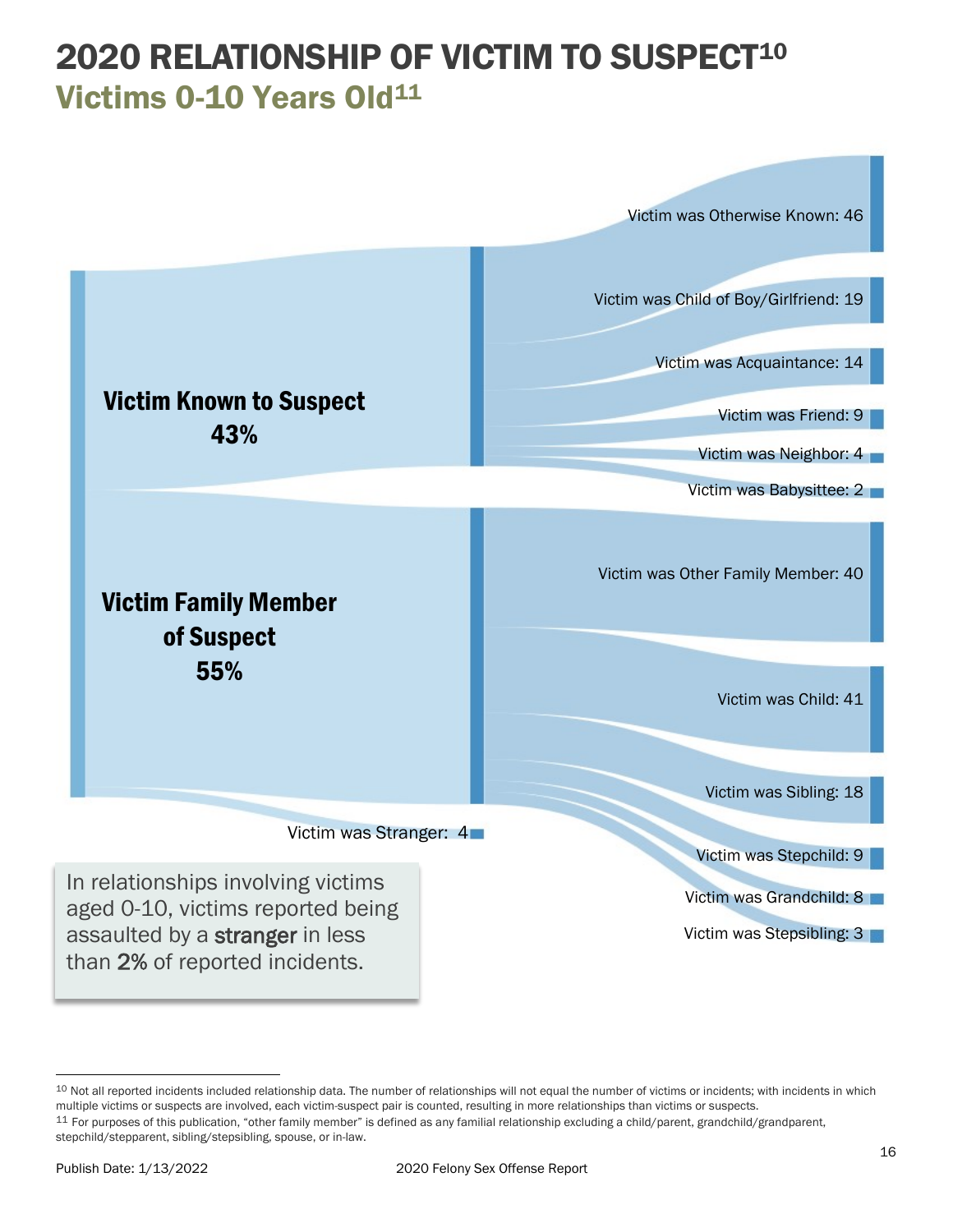# 2020 RELATIONSHIP OF VICTIM TO SUSPECT[10]

## Victims 0-10 Years Old[11]

**Victim Known to Suspect 43%**

- Victim was Otherwise Known: 46
- Victim was Child of Boy/Girlfriend: 19
- Victim was Acquaintance: 14
- Victim was Friend: 9
- Victim was Neighbor: 4
- Victim was Babysittee: 2

**Victim Family Member of Suspect 55%**

- Victim was Other Family Member: 40
- Victim was Child: 41
- Victim was Sibling: 18
- Victim was Stepchild: 9
- Victim was Grandchild: 8
- Victim was Stepsibling: 3

Victim was Stranger: 4

In relationships involving victims aged 0-10, victims reported being assaulted by a **stranger** in less than **2%** of reported incidents.

---

[10] Not all reported incidents included relationship data. The number of relationships will not equal the number of victims or incidents; with incidents in which multiple victims or suspects are involved, each victim-suspect pair is counted, resulting in more relationships than victims or suspects.

[11] For purposes of this publication, "other family member" is defined as any familial relationship excluding a child/parent, grandchild/grandparent, stepchild/stepparent, sibling/stepsibling, spouse, or in-law.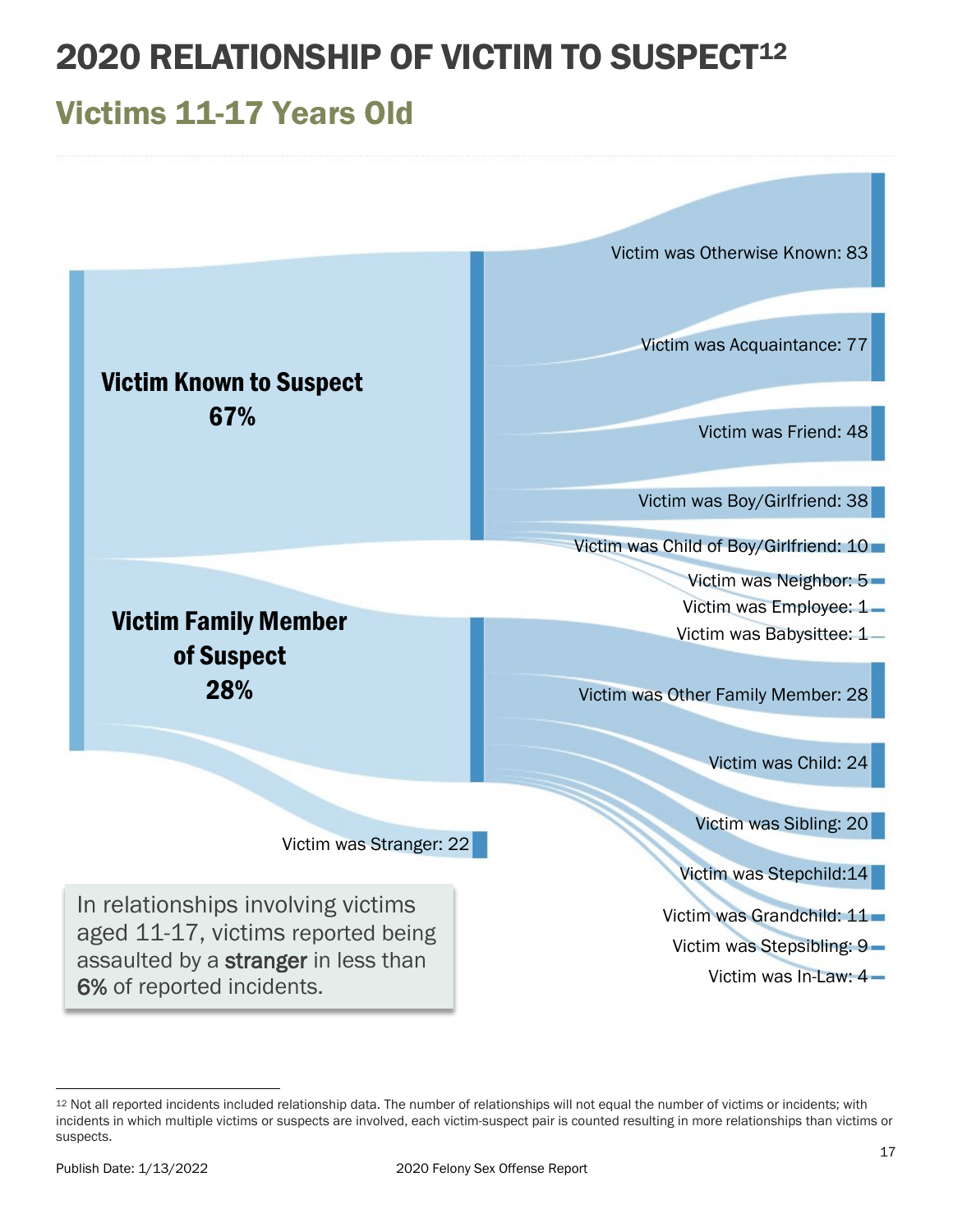# 2020 RELATIONSHIP OF VICTIM TO SUSPECT[12]

## Victims 11-17 Years Old

**Victim Known to Suspect 67%**

- Victim was Otherwise Known: 83
- Victim was Acquaintance: 77
- Victim was Friend: 48
- Victim was Boy/Girlfriend: 38
- Victim was Child of Boy/Girlfriend: 10
- Victim was Neighbor: 5
- Victim was Employee: 1
- Victim was Babysittee: 1

**Victim Family Member of Suspect 28%**

- Victim was Other Family Member: 28
- Victim was Child: 24
- Victim was Sibling: 20
- Victim was Stepchild: 14
- Victim was Grandchild: 11
- Victim was Stepsibling: 9
- Victim was In-Law: 4

Victim was Stranger: 22

In relationships involving victims aged 11-17, victims reported being assaulted by a **stranger** in less than **6%** of reported incidents.

[12] Not all reported incidents included relationship data. The number of relationships will not equal the number of victims or incidents; with incidents in which multiple victims or suspects are involved, each victim-suspect pair is counted resulting in more relationships than victims or suspects.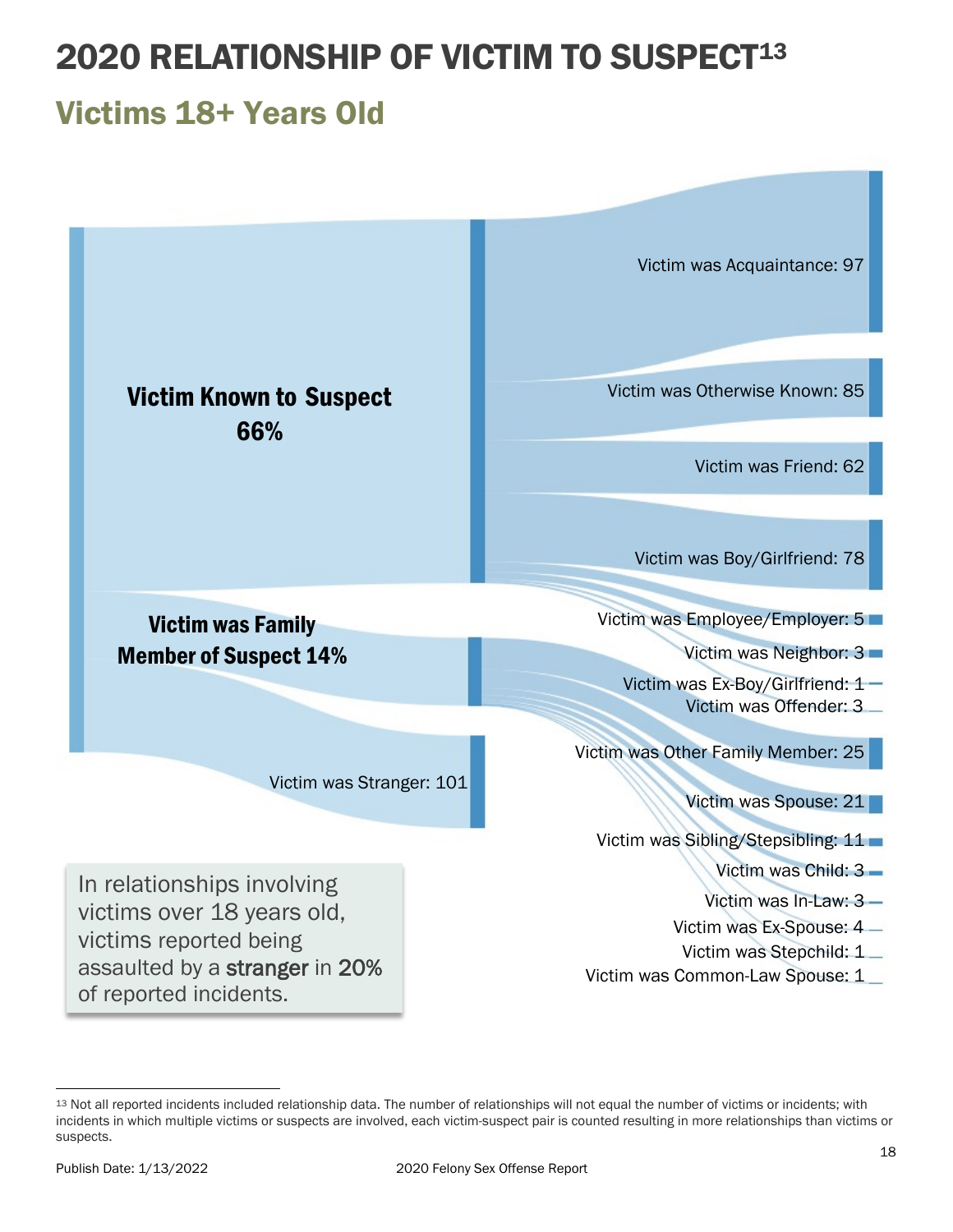# 2020 RELATIONSHIP OF VICTIM TO SUSPECT[13]

## Victims 18+ Years Old

**Victim Known to Suspect 66%**

**Victim was Family Member of Suspect 14%**

Victim was Stranger: 101

Victim was Acquaintance: 97

Victim was Otherwise Known: 85

Victim was Friend: 62

Victim was Boy/Girlfriend: 78

Victim was Employee/Employer: 5

Victim was Neighbor: 3

Victim was Ex-Boy/Girlfriend: 1

Victim was Offender: 3

Victim was Other Family Member: 25

Victim was Spouse: 21

Victim was Sibling/Stepsibling: 11

Victim was Child: 3

Victim was In-Law: 3

Victim was Ex-Spouse: 4

Victim was Stepchild: 1

Victim was Common-Law Spouse: 1

In relationships involving victims over 18 years old, victims reported being assaulted by a **stranger** in **20%** of reported incidents.

---

[13] Not all reported incidents included relationship data. The number of relationships will not equal the number of victims or incidents; with incidents in which multiple victims or suspects are involved, each victim-suspect pair is counted resulting in more relationships than victims or suspects.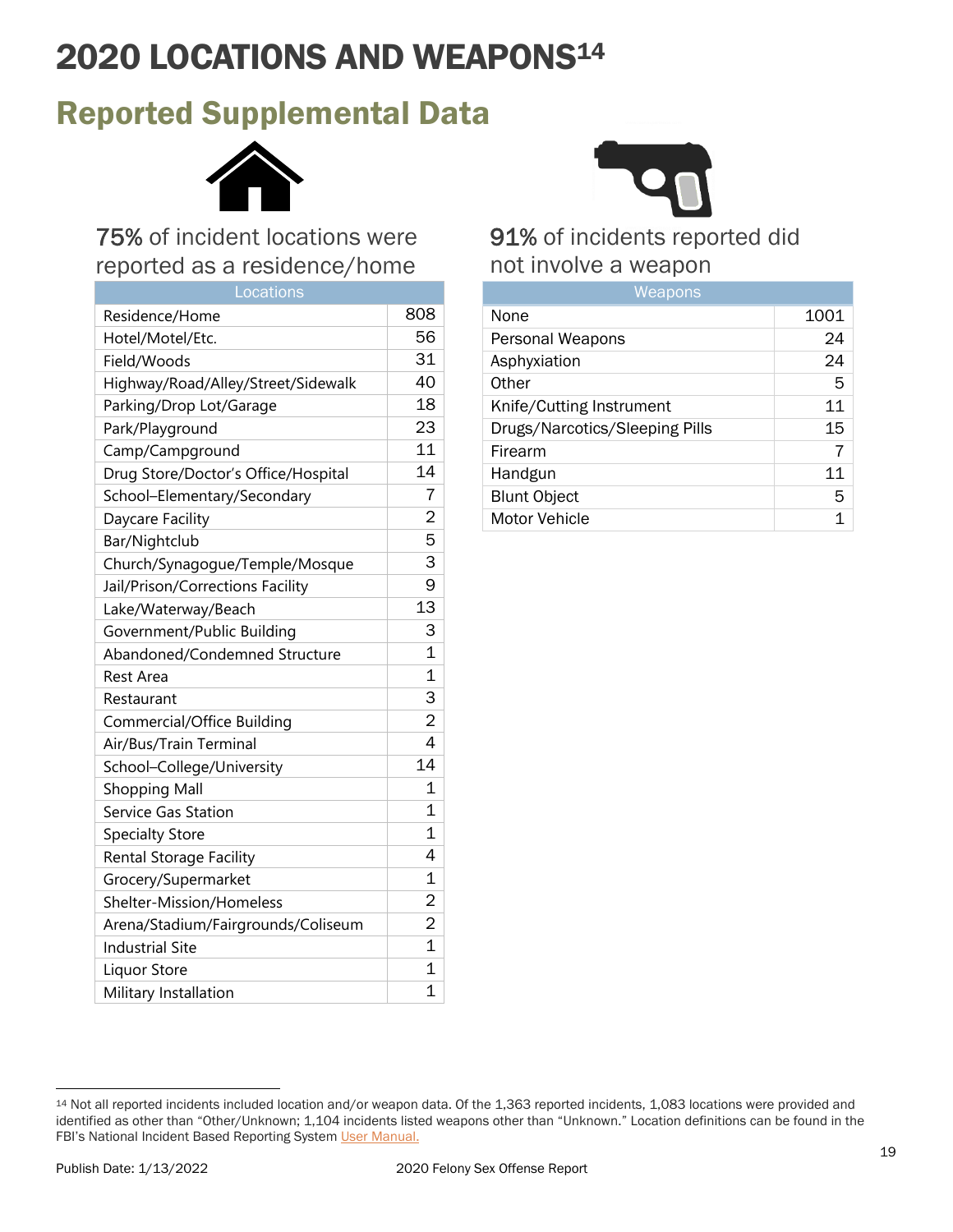# 2020 LOCATIONS AND WEAPONS[14]

## Reported Supplemental Data

75% of incident locations were reported as a residence/home

| Locations | |
|---|---|
| Residence/Home | 808 |
| Hotel/Motel/Etc. | 56 |
| Field/Woods | 31 |
| Highway/Road/Alley/Street/Sidewalk | 40 |
| Parking/Drop Lot/Garage | 18 |
| Park/Playground | 23 |
| Camp/Campground | 11 |
| Drug Store/Doctor's Office/Hospital | 14 |
| School–Elementary/Secondary | 7 |
| Daycare Facility | 2 |
| Bar/Nightclub | 5 |
| Church/Synagogue/Temple/Mosque | 3 |
| Jail/Prison/Corrections Facility | 9 |
| Lake/Waterway/Beach | 13 |
| Government/Public Building | 3 |
| Abandoned/Condemned Structure | 1 |
| Rest Area | 1 |
| Restaurant | 3 |
| Commercial/Office Building | 2 |
| Air/Bus/Train Terminal | 4 |
| School–College/University | 14 |
| Shopping Mall | 1 |
| Service Gas Station | 1 |
| Specialty Store | 1 |
| Rental Storage Facility | 4 |
| Grocery/Supermarket | 1 |
| Shelter-Mission/Homeless | 2 |
| Arena/Stadium/Fairgrounds/Coliseum | 2 |
| Industrial Site | 1 |
| Liquor Store | 1 |
| Military Installation | 1 |

91% of incidents reported did not involve a weapon

| Weapons | |
|---|---|
| None | 1001 |
| Personal Weapons | 24 |
| Asphyxiation | 24 |
| Other | 5 |
| Knife/Cutting Instrument | 11 |
| Drugs/Narcotics/Sleeping Pills | 15 |
| Firearm | 7 |
| Handgun | 11 |
| Blunt Object | 5 |
| Motor Vehicle | 1 |

[14] Not all reported incidents included location and/or weapon data. Of the 1,363 reported incidents, 1,083 locations were provided and identified as other than "Other/Unknown; 1,104 incidents listed weapons other than "Unknown." Location definitions can be found in the FBI's National Incident Based Reporting System User Manual.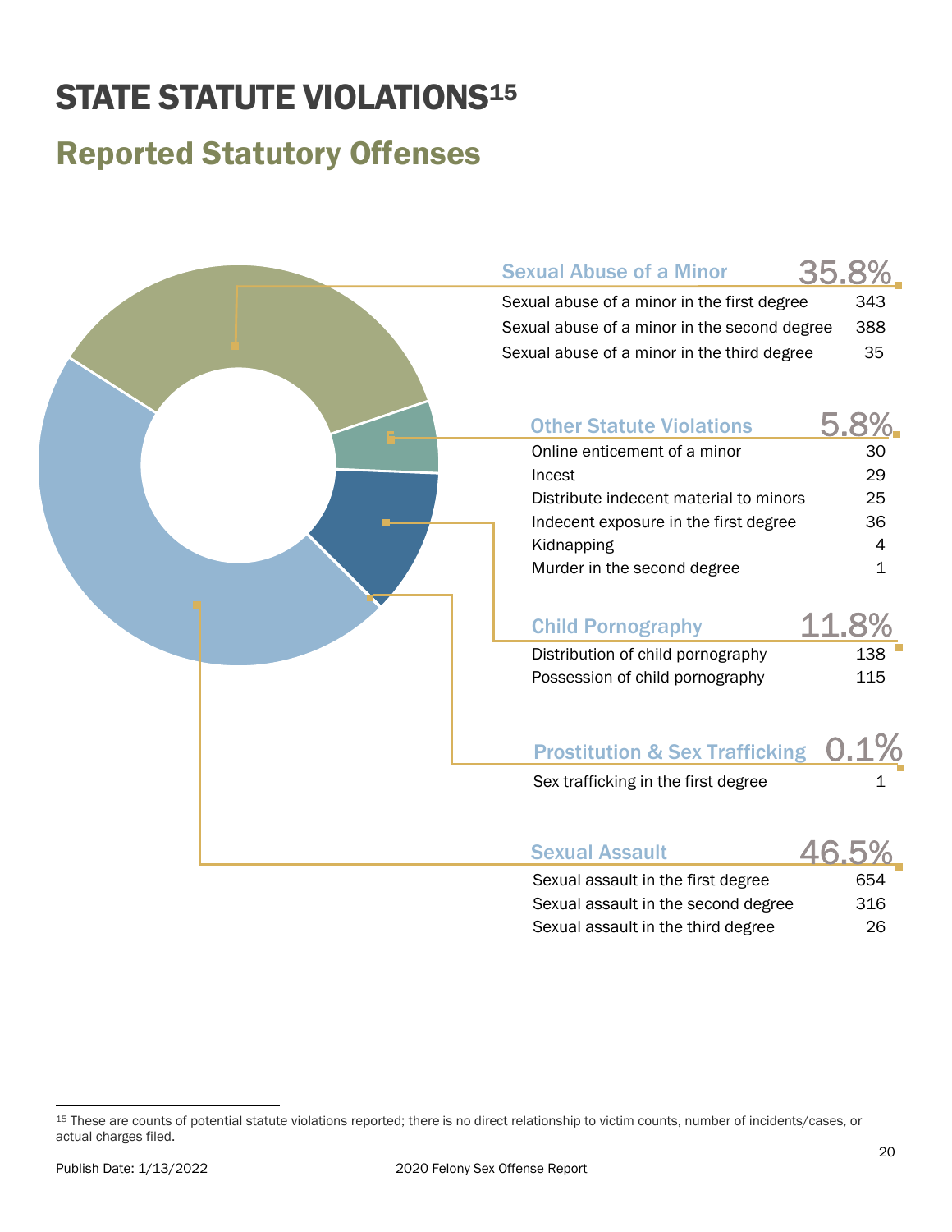# STATE STATUTE VIOLATIONS[15]

## Reported Statutory Offenses

### Sexual Abuse of a Minor — 35.8%

| Offense | Count |
|---|---|
| Sexual abuse of a minor in the first degree | 343 |
| Sexual abuse of a minor in the second degree | 388 |
| Sexual abuse of a minor in the third degree | 35 |

### Other Statute Violations — 5.8%

| Offense | Count |
|---|---|
| Online enticement of a minor | 30 |
| Incest | 29 |
| Distribute indecent material to minors | 25 |
| Indecent exposure in the first degree | 36 |
| Kidnapping | 4 |
| Murder in the second degree | 1 |

### Child Pornography — 11.8%

| Offense | Count |
|---|---|
| Distribution of child pornography | 138 |
| Possession of child pornography | 115 |

### Prostitution & Sex Trafficking — 0.1%

| Offense | Count |
|---|---|
| Sex trafficking in the first degree | 1 |

### Sexual Assault — 46.5%

| Offense | Count |
|---|---|
| Sexual assault in the first degree | 654 |
| Sexual assault in the second degree | 316 |
| Sexual assault in the third degree | 26 |

---

[15] These are counts of potential statute violations reported; there is no direct relationship to victim counts, number of incidents/cases, or actual charges filed.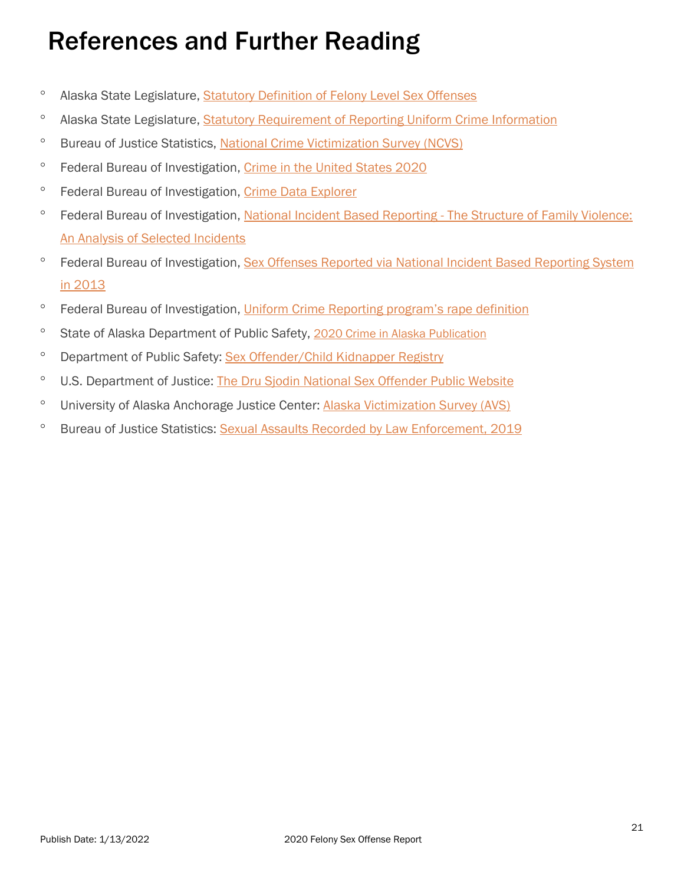# References and Further Reading

- Alaska State Legislature, Statutory Definition of Felony Level Sex Offenses
- Alaska State Legislature, Statutory Requirement of Reporting Uniform Crime Information
- Bureau of Justice Statistics, National Crime Victimization Survey (NCVS)
- Federal Bureau of Investigation, Crime in the United States 2020
- Federal Bureau of Investigation, Crime Data Explorer
- Federal Bureau of Investigation, National Incident Based Reporting - The Structure of Family Violence: An Analysis of Selected Incidents
- Federal Bureau of Investigation, Sex Offenses Reported via National Incident Based Reporting System in 2013
- Federal Bureau of Investigation, Uniform Crime Reporting program's rape definition
- State of Alaska Department of Public Safety, 2020 Crime in Alaska Publication
- Department of Public Safety: Sex Offender/Child Kidnapper Registry
- U.S. Department of Justice: The Dru Sjodin National Sex Offender Public Website
- University of Alaska Anchorage Justice Center: Alaska Victimization Survey (AVS)
- Bureau of Justice Statistics: Sexual Assaults Recorded by Law Enforcement, 2019